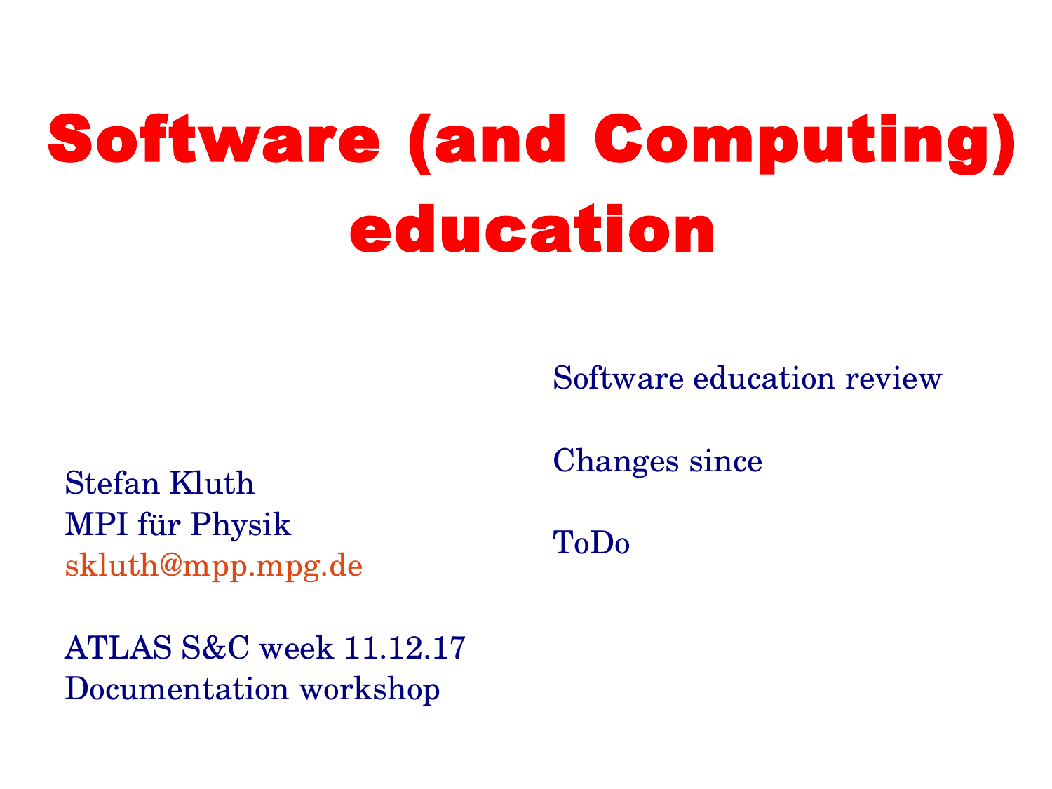# Software (and Computing) education

Stefan Kluth
MPI für Physik
skluth@mpp.mpg.de

ATLAS S&C week 11.12.17
Documentation workshop

Software education review

Changes since

ToDo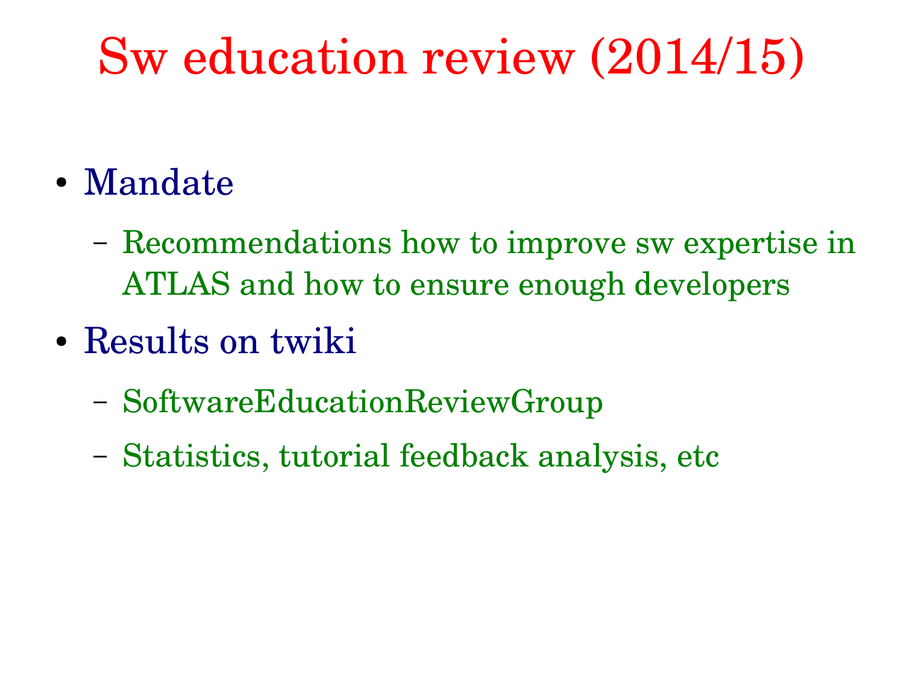# Sw education review (2014/15)

- Mandate
  - Recommendations how to improve sw expertise in ATLAS and how to ensure enough developers
- Results on twiki
  - SoftwareEducationReviewGroup
  - Statistics, tutorial feedback analysis, etc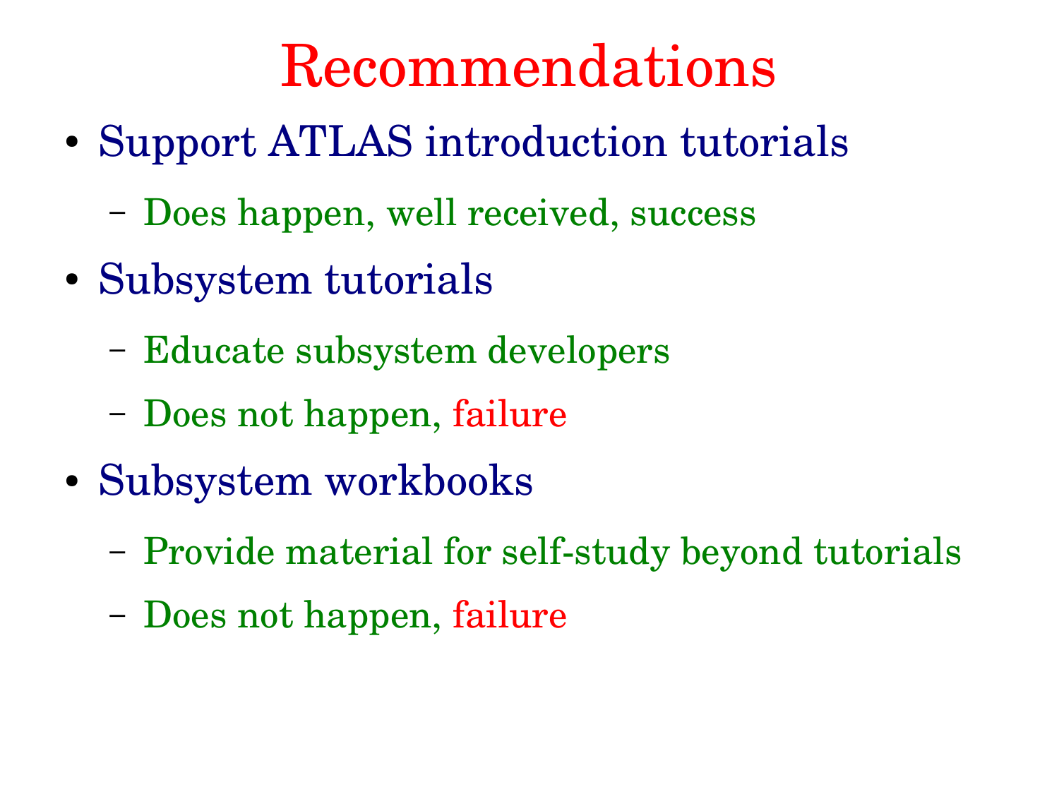# Recommendations

- Support ATLAS introduction tutorials
  - Does happen, well received, success
- Subsystem tutorials
  - Educate subsystem developers
  - Does not happen, failure
- Subsystem workbooks
  - Provide material for self-study beyond tutorials
  - Does not happen, failure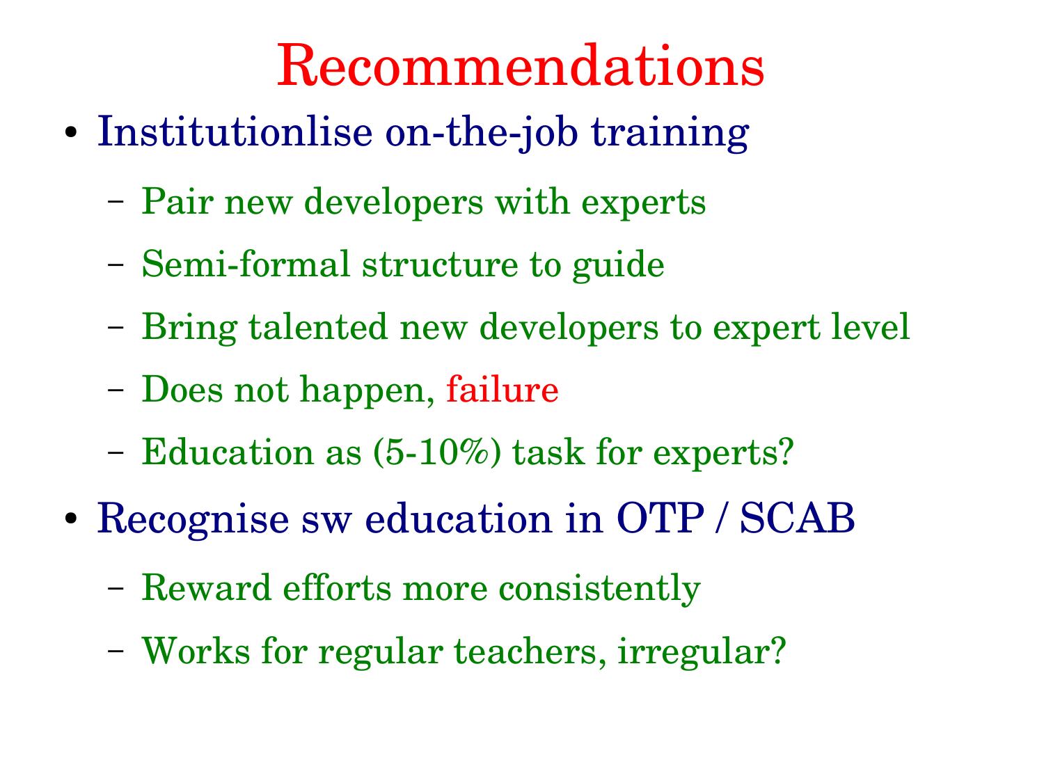# Recommendations

- Institutionlise on-the-job training
  - Pair new developers with experts
  - Semi-formal structure to guide
  - Bring talented new developers to expert level
  - Does not happen, failure
  - Education as (5-10%) task for experts?
- Recognise sw education in OTP / SCAB
  - Reward efforts more consistently
  - Works for regular teachers, irregular?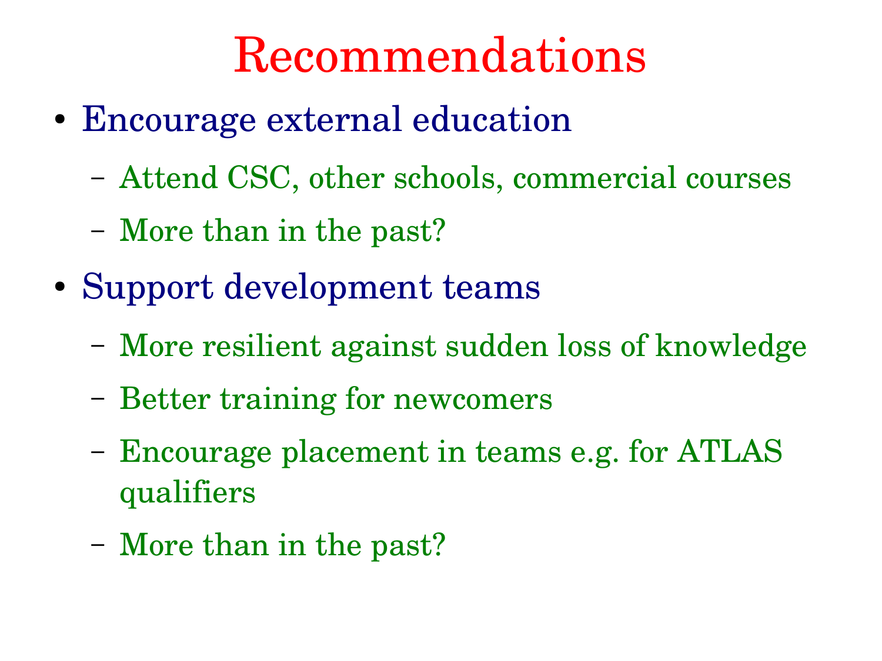# Recommendations

- Encourage external education
  - Attend CSC, other schools, commercial courses
  - More than in the past?
- Support development teams
  - More resilient against sudden loss of knowledge
  - Better training for newcomers
  - Encourage placement in teams e.g. for ATLAS qualifiers
  - More than in the past?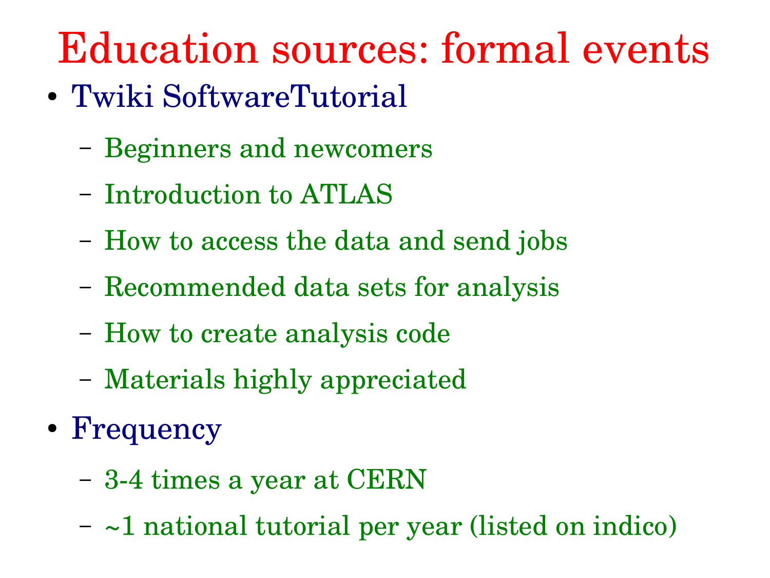# Education sources: formal events

- Twiki SoftwareTutorial
  - Beginners and newcomers
  - Introduction to ATLAS
  - How to access the data and send jobs
  - Recommended data sets for analysis
  - How to create analysis code
  - Materials highly appreciated
- Frequency
  - 3-4 times a year at CERN
  - ~1 national tutorial per year (listed on indico)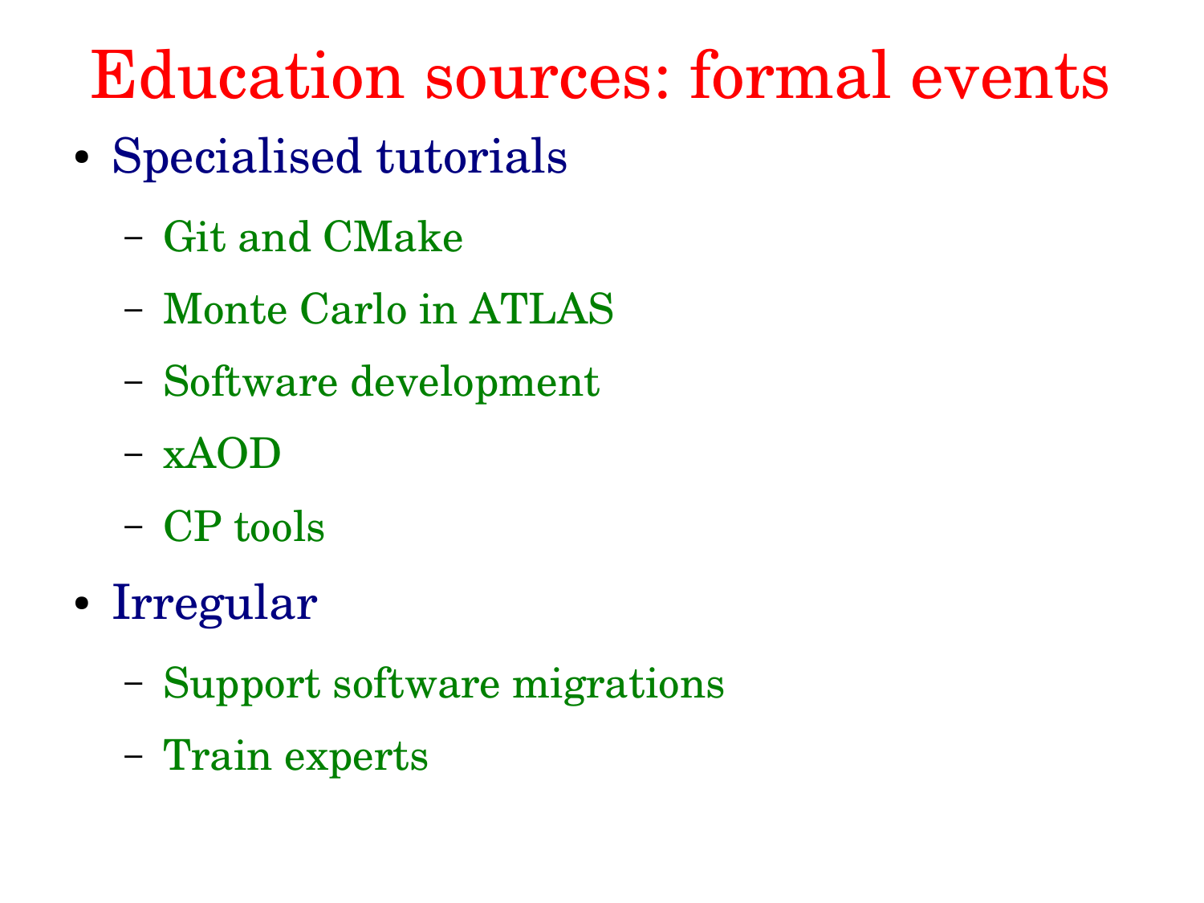# Education sources: formal events

- Specialised tutorials
  - Git and CMake
  - Monte Carlo in ATLAS
  - Software development
  - xAOD
  - CP tools
- Irregular
  - Support software migrations
  - Train experts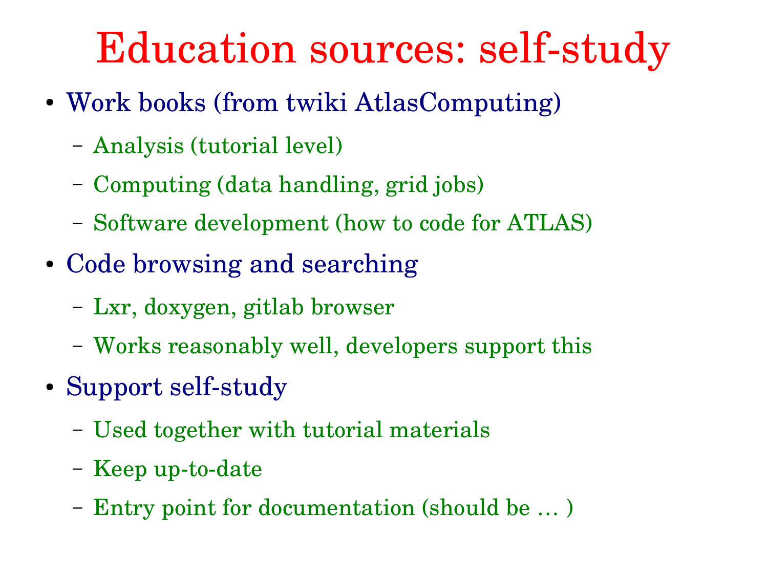# Education sources: self-study

- Work books (from twiki AtlasComputing)
  - Analysis (tutorial level)
  - Computing (data handling, grid jobs)
  - Software development (how to code for ATLAS)
- Code browsing and searching
  - Lxr, doxygen, gitlab browser
  - Works reasonably well, developers support this
- Support self-study
  - Used together with tutorial materials
  - Keep up-to-date
  - Entry point for documentation (should be … )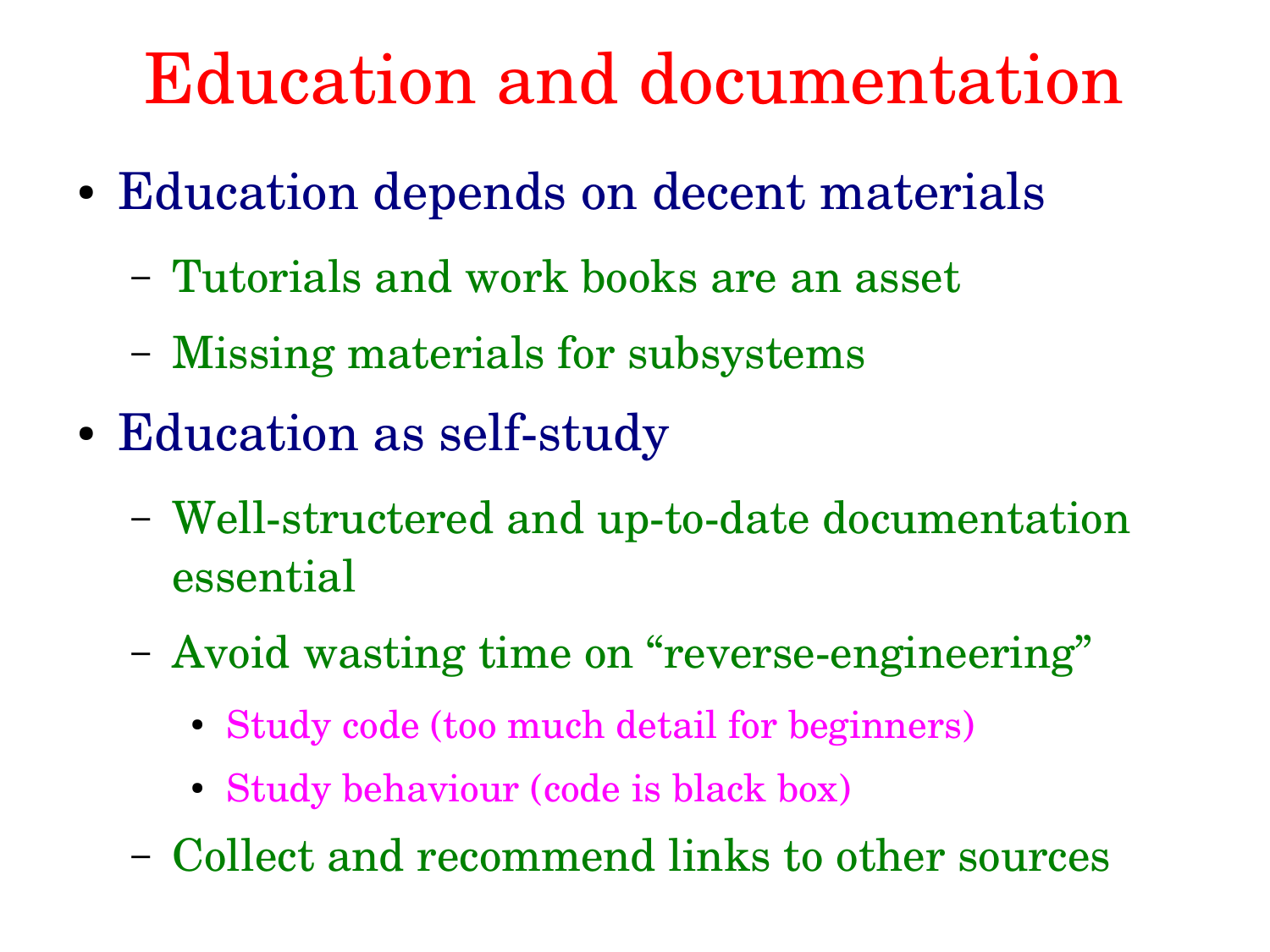# Education and documentation

- Education depends on decent materials
  - Tutorials and work books are an asset
  - Missing materials for subsystems
- Education as self-study
  - Well-structered and up-to-date documentation essential
  - Avoid wasting time on “reverse-engineering”
    - Study code (too much detail for beginners)
    - Study behaviour (code is black box)
  - Collect and recommend links to other sources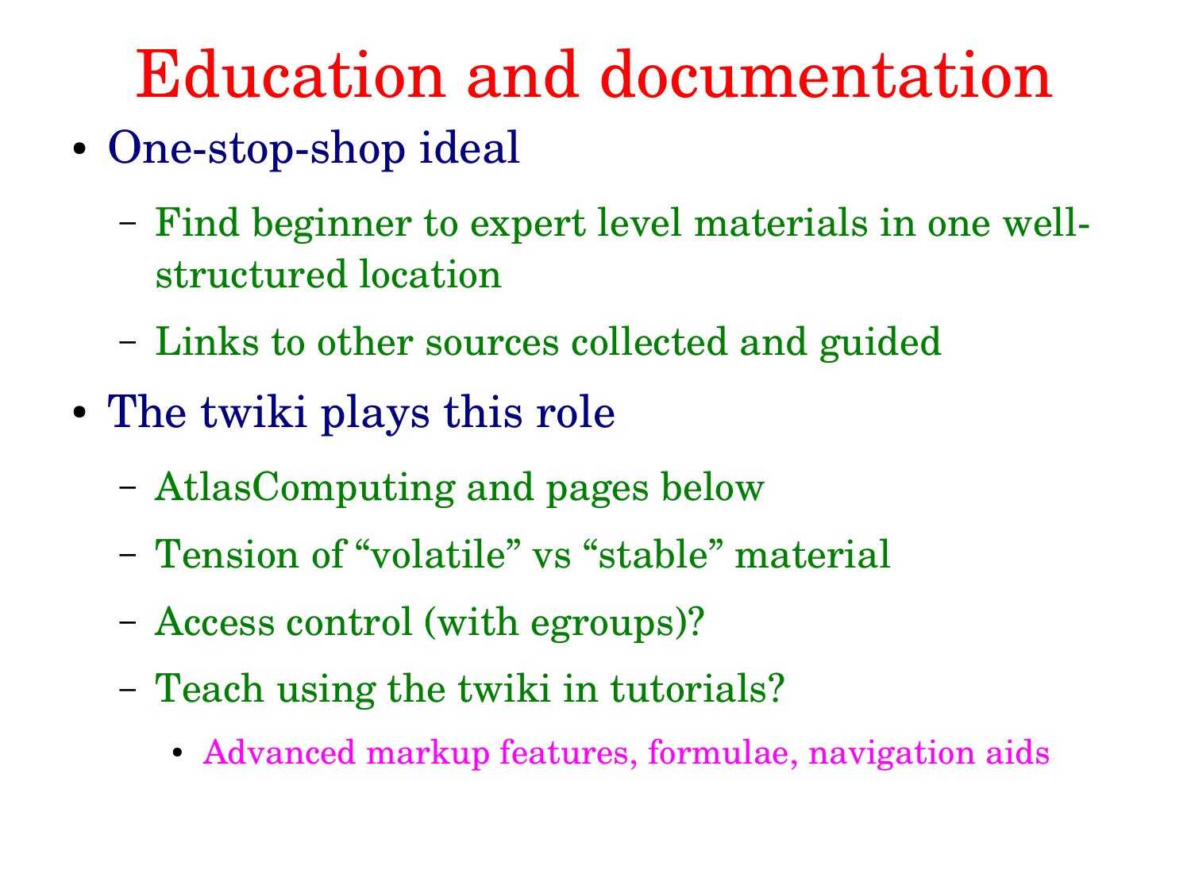# Education and documentation

- One-stop-shop ideal
  - Find beginner to expert level materials in one well-structured location
  - Links to other sources collected and guided
- The twiki plays this role
  - AtlasComputing and pages below
  - Tension of “volatile” vs “stable” material
  - Access control (with egroups)?
  - Teach using the twiki in tutorials?
    - Advanced markup features, formulae, navigation aids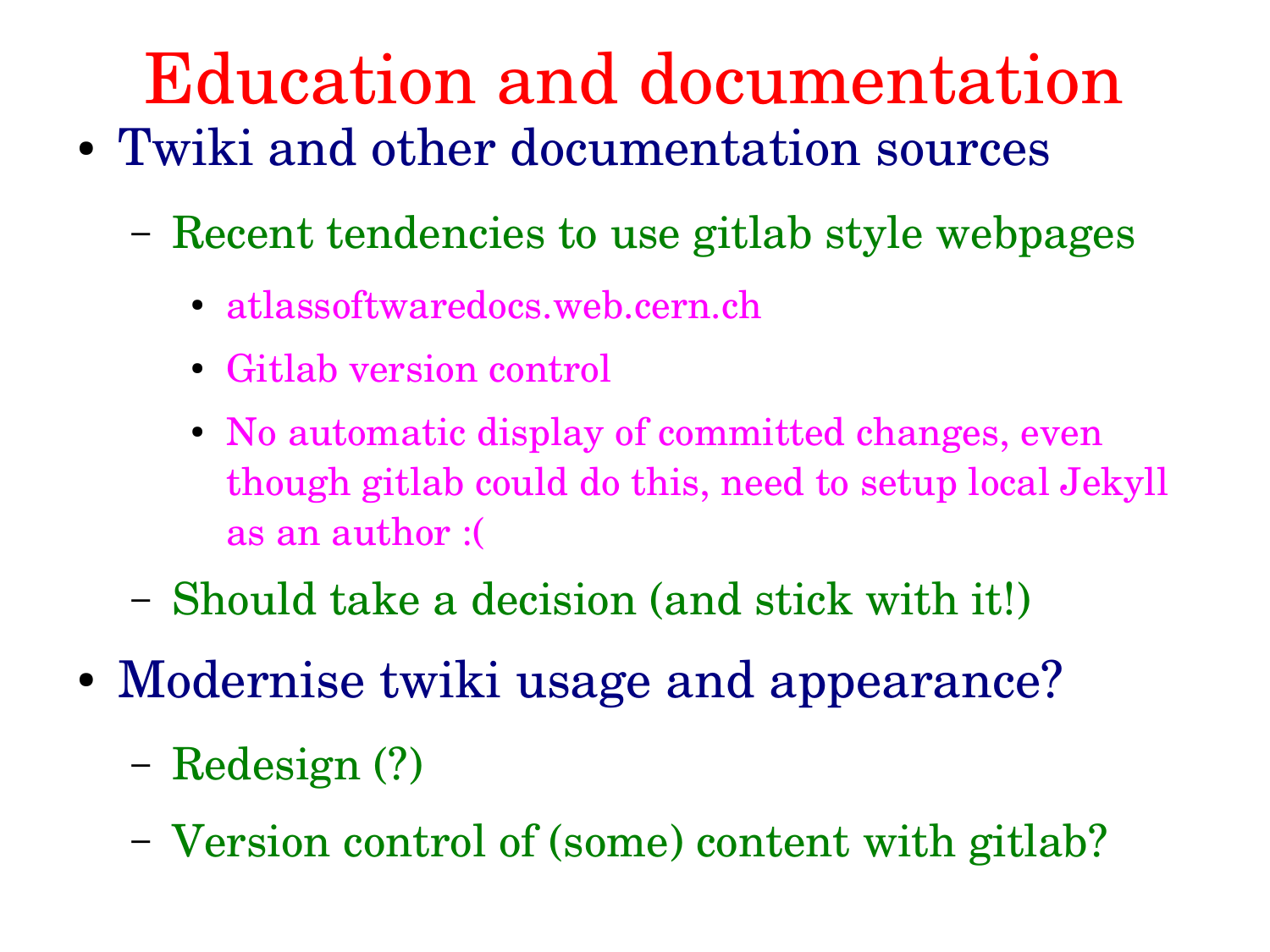# Education and documentation

- Twiki and other documentation sources
  - Recent tendencies to use gitlab style webpages
    - atlassoftwaredocs.web.cern.ch
    - Gitlab version control
    - No automatic display of committed changes, even though gitlab could do this, need to setup local Jekyll as an author :(
  - Should take a decision (and stick with it!)
- Modernise twiki usage and appearance?
  - Redesign (?)
  - Version control of (some) content with gitlab?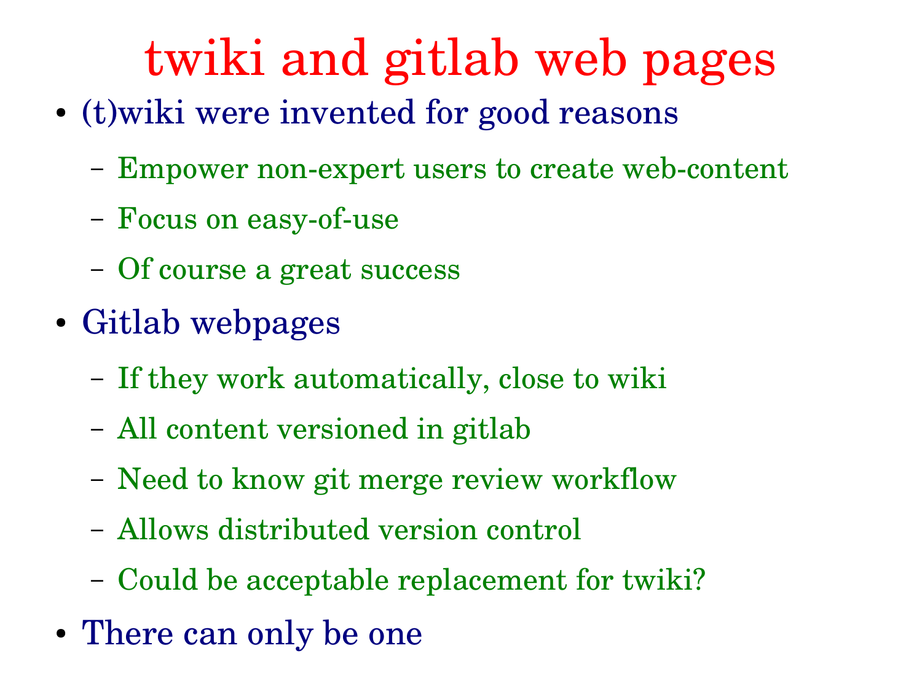# twiki and gitlab web pages

- (t)wiki were invented for good reasons
  - Empower non-expert users to create web-content
  - Focus on easy-of-use
  - Of course a great success
- Gitlab webpages
  - If they work automatically, close to wiki
  - All content versioned in gitlab
  - Need to know git merge review workflow
  - Allows distributed version control
  - Could be acceptable replacement for twiki?
- There can only be one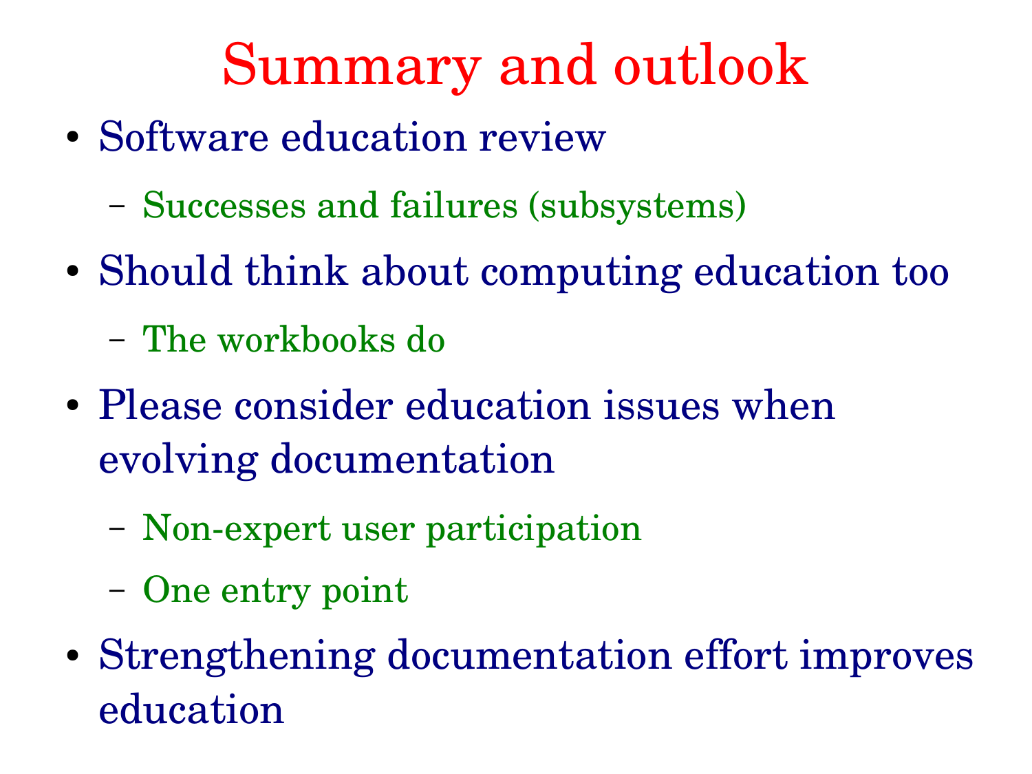# Summary and outlook

- Software education review
  - Successes and failures (subsystems)
- Should think about computing education too
  - The workbooks do
- Please consider education issues when evolving documentation
  - Non-expert user participation
  - One entry point
- Strengthening documentation effort improves education